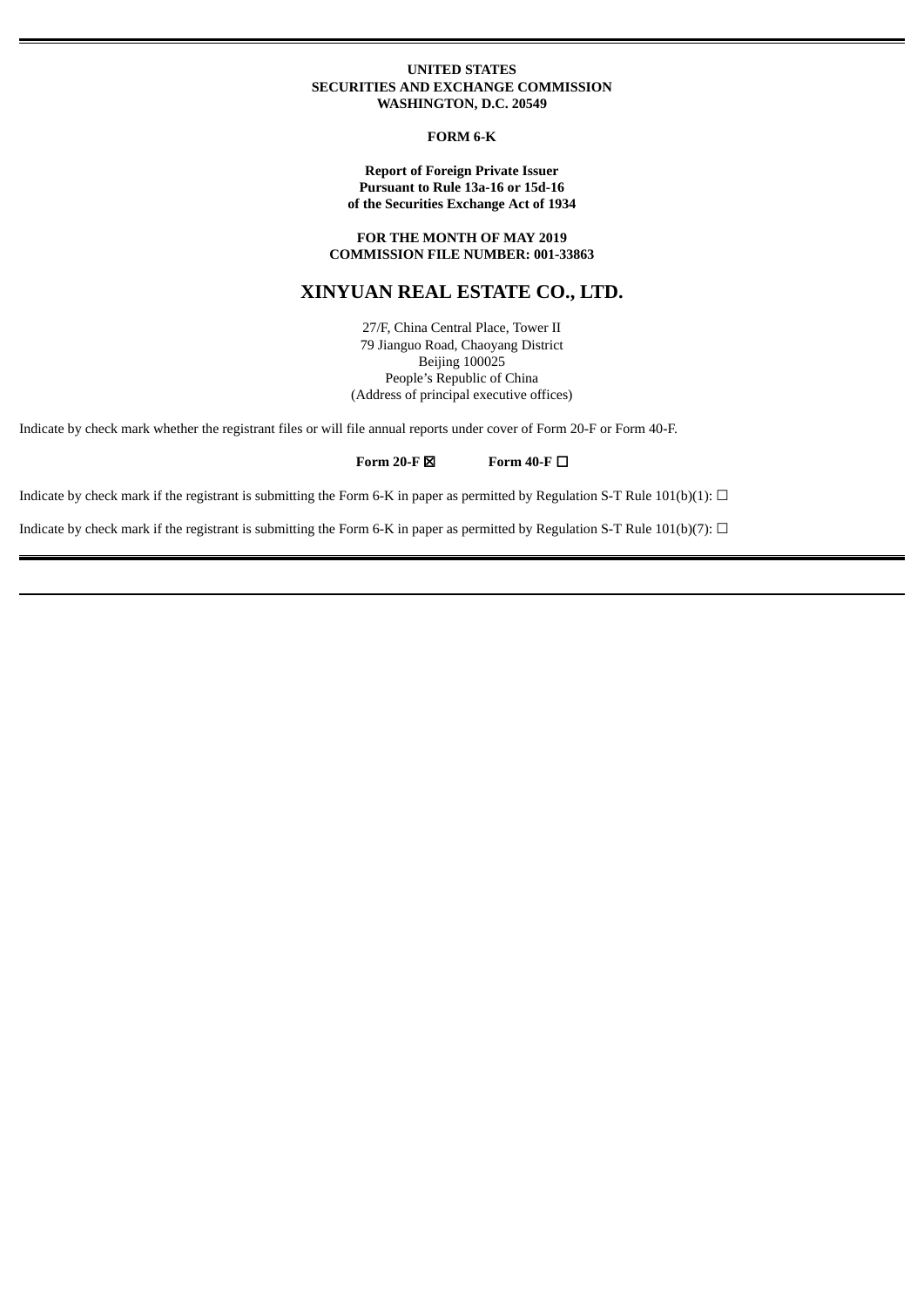**UNITED STATES**
**SECURITIES AND EXCHANGE COMMISSION**
**WASHINGTON, D.C. 20549**

**FORM 6-K**

**Report of Foreign Private Issuer**
**Pursuant to Rule 13a-16 or 15d-16**
**of the Securities Exchange Act of 1934**

**FOR THE MONTH OF MAY 2019**
**COMMISSION FILE NUMBER: 001-33863**

# XINYUAN REAL ESTATE CO., LTD.

27/F, China Central Place, Tower II
79 Jianguo Road, Chaoyang District
Beijing 100025
People's Republic of China
(Address of principal executive offices)

Indicate by check mark whether the registrant files or will file annual reports under cover of Form 20-F or Form 40-F.

**Form 20-F** ☒ **Form 40-F** ☐

Indicate by check mark if the registrant is submitting the Form 6-K in paper as permitted by Regulation S-T Rule 101(b)(1): ☐

Indicate by check mark if the registrant is submitting the Form 6-K in paper as permitted by Regulation S-T Rule 101(b)(7): ☐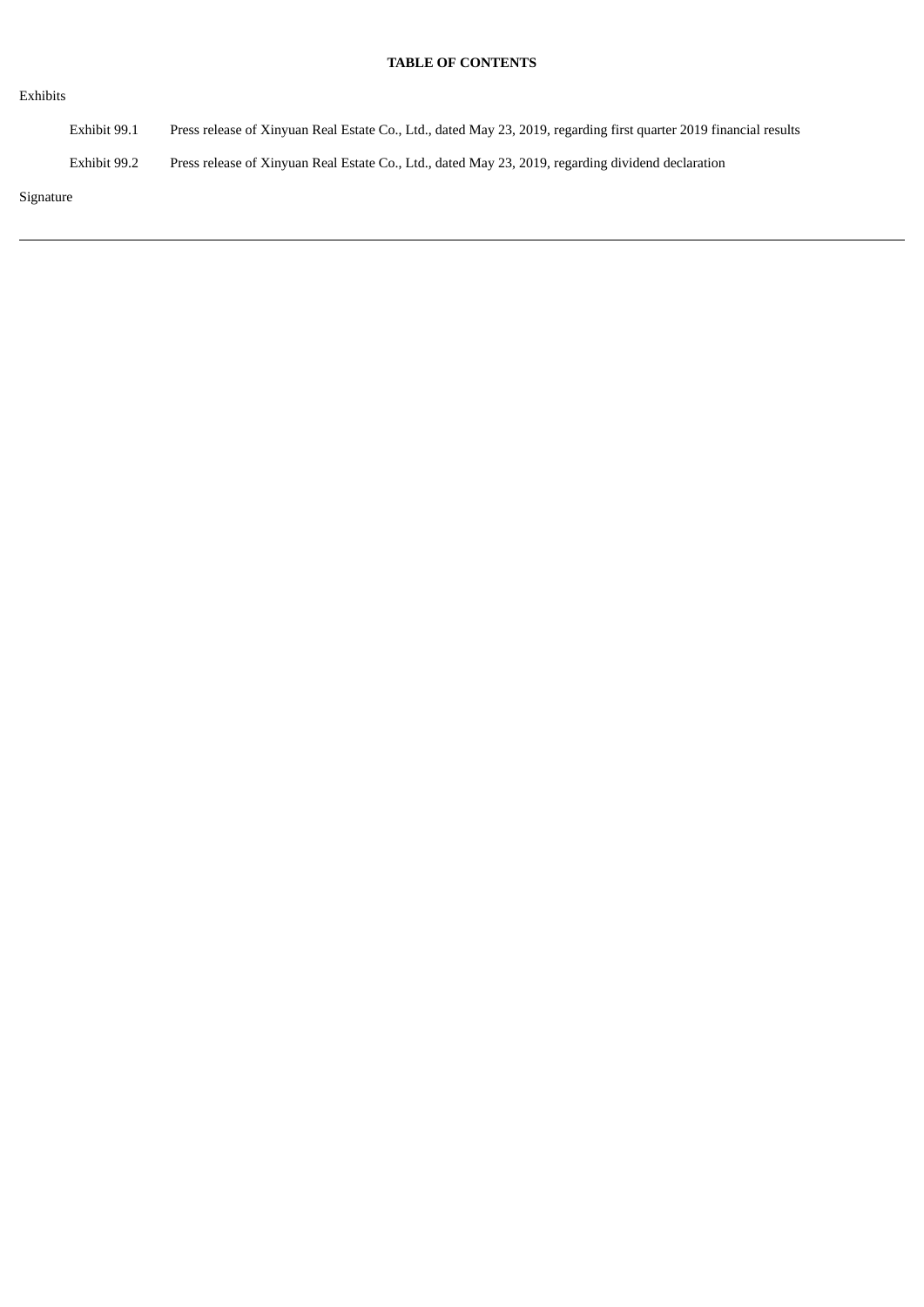**TABLE OF CONTENTS**

Exhibits

| | |
|---|---|
| Exhibit 99.1 | Press release of Xinyuan Real Estate Co., Ltd., dated May 23, 2019, regarding first quarter 2019 financial results |
| Exhibit 99.2 | Press release of Xinyuan Real Estate Co., Ltd., dated May 23, 2019, regarding dividend declaration |

Signature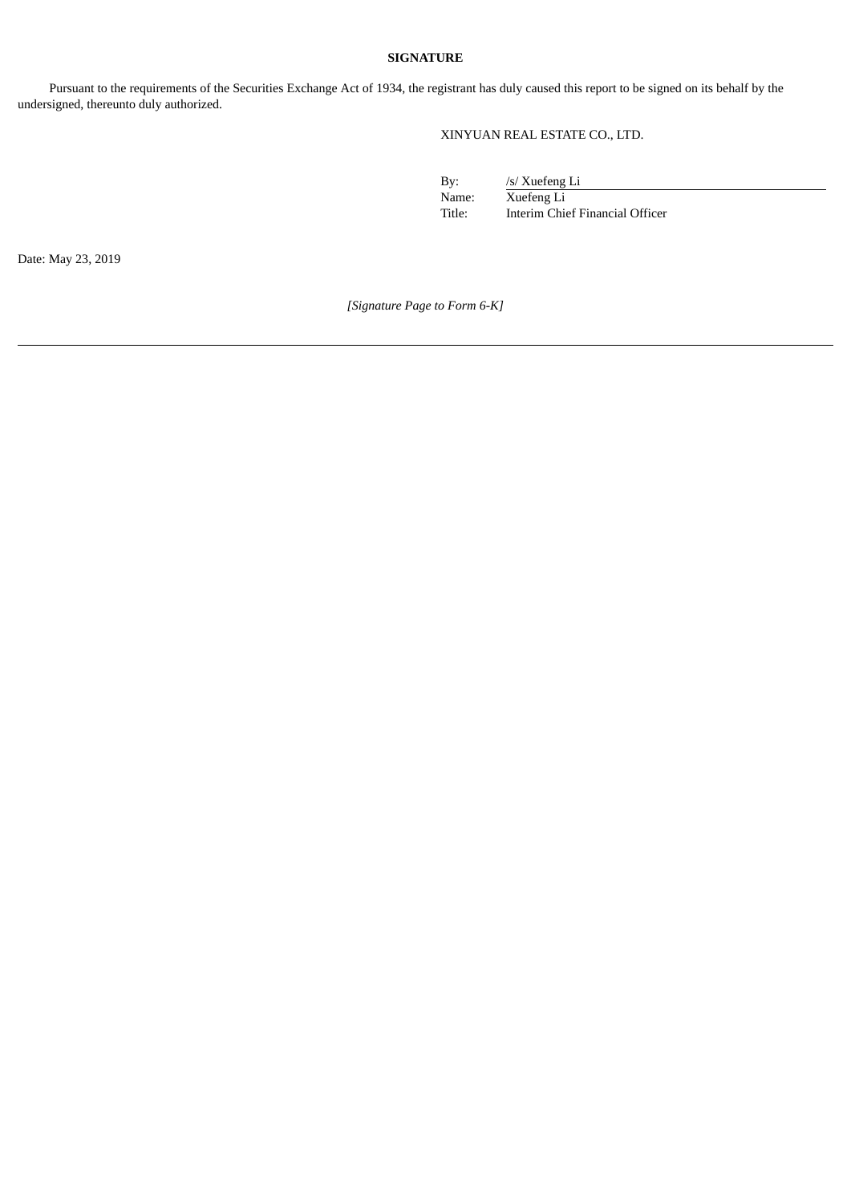**SIGNATURE**

Pursuant to the requirements of the Securities Exchange Act of 1934, the registrant has duly caused this report to be signed on its behalf by the undersigned, thereunto duly authorized.

XINYUAN REAL ESTATE CO., LTD.

| | |
|---|---|
| By: | /s/ Xuefeng Li |
| Name: | Xuefeng Li |
| Title: | Interim Chief Financial Officer |

Date: May 23, 2019

*[Signature Page to Form 6-K]*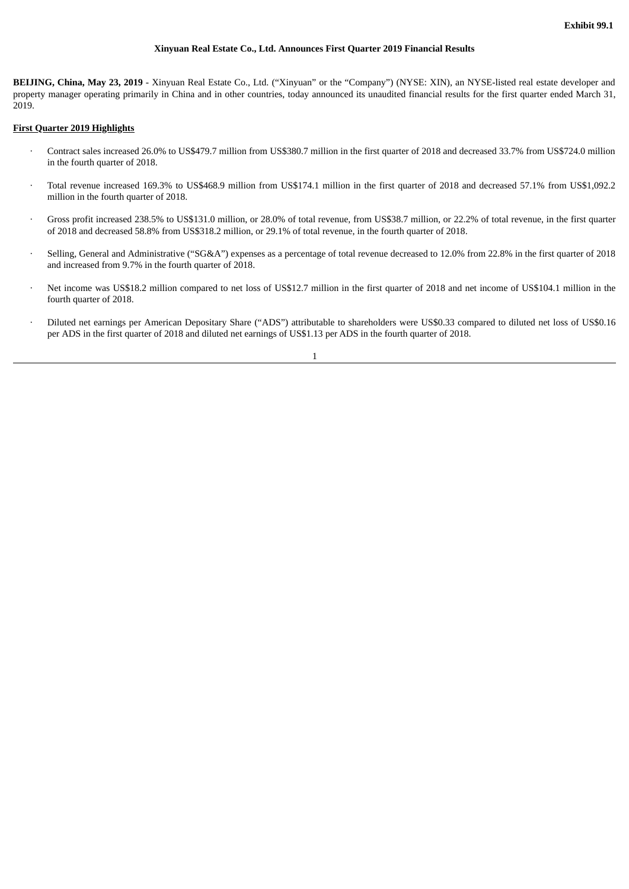**Exhibit 99.1**

**Xinyuan Real Estate Co., Ltd. Announces First Quarter 2019 Financial Results**

**BEIJING, China, May 23, 2019** - Xinyuan Real Estate Co., Ltd. ("Xinyuan" or the "Company") (NYSE: XIN), an NYSE-listed real estate developer and property manager operating primarily in China and in other countries, today announced its unaudited financial results for the first quarter ended March 31, 2019.

**First Quarter 2019 Highlights**

- Contract sales increased 26.0% to US$479.7 million from US$380.7 million in the first quarter of 2018 and decreased 33.7% from US$724.0 million in the fourth quarter of 2018.
- Total revenue increased 169.3% to US$468.9 million from US$174.1 million in the first quarter of 2018 and decreased 57.1% from US$1,092.2 million in the fourth quarter of 2018.
- Gross profit increased 238.5% to US$131.0 million, or 28.0% of total revenue, from US$38.7 million, or 22.2% of total revenue, in the first quarter of 2018 and decreased 58.8% from US$318.2 million, or 29.1% of total revenue, in the fourth quarter of 2018.
- Selling, General and Administrative ("SG&A") expenses as a percentage of total revenue decreased to 12.0% from 22.8% in the first quarter of 2018 and increased from 9.7% in the fourth quarter of 2018.
- Net income was US$18.2 million compared to net loss of US$12.7 million in the first quarter of 2018 and net income of US$104.1 million in the fourth quarter of 2018.
- Diluted net earnings per American Depositary Share ("ADS") attributable to shareholders were US$0.33 compared to diluted net loss of US$0.16 per ADS in the first quarter of 2018 and diluted net earnings of US$1.13 per ADS in the fourth quarter of 2018.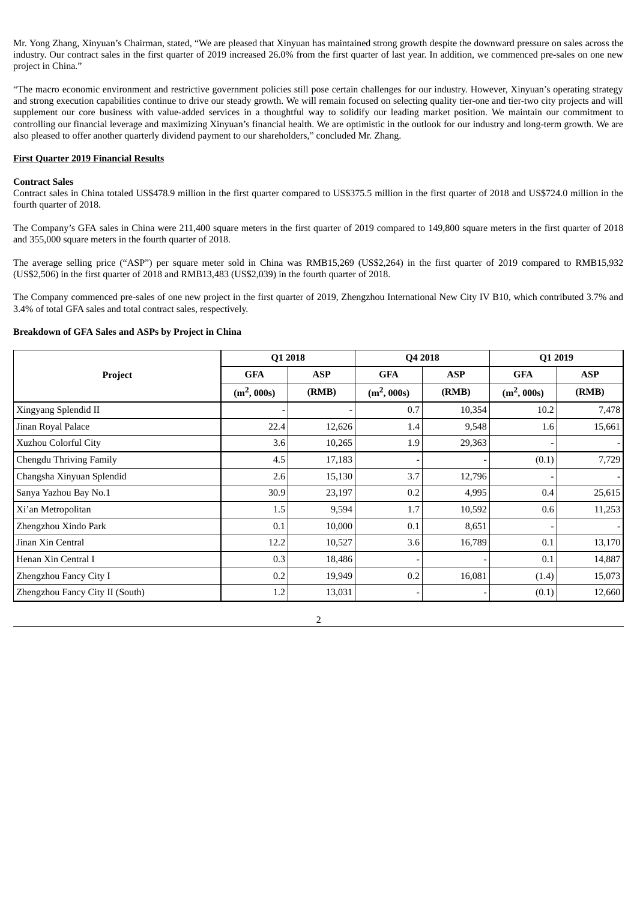Mr. Yong Zhang, Xinyuan's Chairman, stated, "We are pleased that Xinyuan has maintained strong growth despite the downward pressure on sales across the industry. Our contract sales in the first quarter of 2019 increased 26.0% from the first quarter of last year. In addition, we commenced pre-sales on one new project in China."

"The macro economic environment and restrictive government policies still pose certain challenges for our industry. However, Xinyuan's operating strategy and strong execution capabilities continue to drive our steady growth. We will remain focused on selecting quality tier-one and tier-two city projects and will supplement our core business with value-added services in a thoughtful way to solidify our leading market position. We maintain our commitment to controlling our financial leverage and maximizing Xinyuan's financial health. We are optimistic in the outlook for our industry and long-term growth. We are also pleased to offer another quarterly dividend payment to our shareholders," concluded Mr. Zhang.

**First Quarter 2019 Financial Results**

**Contract Sales**

Contract sales in China totaled US$478.9 million in the first quarter compared to US$375.5 million in the first quarter of 2018 and US$724.0 million in the fourth quarter of 2018.

The Company's GFA sales in China were 211,400 square meters in the first quarter of 2019 compared to 149,800 square meters in the first quarter of 2018 and 355,000 square meters in the fourth quarter of 2018.

The average selling price ("ASP") per square meter sold in China was RMB15,269 (US$2,264) in the first quarter of 2019 compared to RMB15,932 (US$2,506) in the first quarter of 2018 and RMB13,483 (US$2,039) in the fourth quarter of 2018.

The Company commenced pre-sales of one new project in the first quarter of 2019, Zhengzhou International New City IV B10, which contributed 3.7% and 3.4% of total GFA sales and total contract sales, respectively.

**Breakdown of GFA Sales and ASPs by Project in China**

| Project | Q1 2018 | | Q4 2018 | | Q1 2019 | |
|---|---|---|---|---|---|---|
| | GFA | ASP | GFA | ASP | GFA | ASP |
| | ($m^2$, 000s) | (RMB) | ($m^2$, 000s) | (RMB) | ($m^2$, 000s) | (RMB) |
| Xingyang Splendid II | - | - | 0.7 | 10,354 | 10.2 | 7,478 |
| Jinan Royal Palace | 22.4 | 12,626 | 1.4 | 9,548 | 1.6 | 15,661 |
| Xuzhou Colorful City | 3.6 | 10,265 | 1.9 | 29,363 | - | - |
| Chengdu Thriving Family | 4.5 | 17,183 | - | - | (0.1) | 7,729 |
| Changsha Xinyuan Splendid | 2.6 | 15,130 | 3.7 | 12,796 | - | - |
| Sanya Yazhou Bay No.1 | 30.9 | 23,197 | 0.2 | 4,995 | 0.4 | 25,615 |
| Xi'an Metropolitan | 1.5 | 9,594 | 1.7 | 10,592 | 0.6 | 11,253 |
| Zhengzhou Xindo Park | 0.1 | 10,000 | 0.1 | 8,651 | - | - |
| Jinan Xin Central | 12.2 | 10,527 | 3.6 | 16,789 | 0.1 | 13,170 |
| Henan Xin Central I | 0.3 | 18,486 | - | - | 0.1 | 14,887 |
| Zhengzhou Fancy City I | 0.2 | 19,949 | 0.2 | 16,081 | (1.4) | 15,073 |
| Zhengzhou Fancy City II (South) | 1.2 | 13,031 | - | - | (0.1) | 12,660 |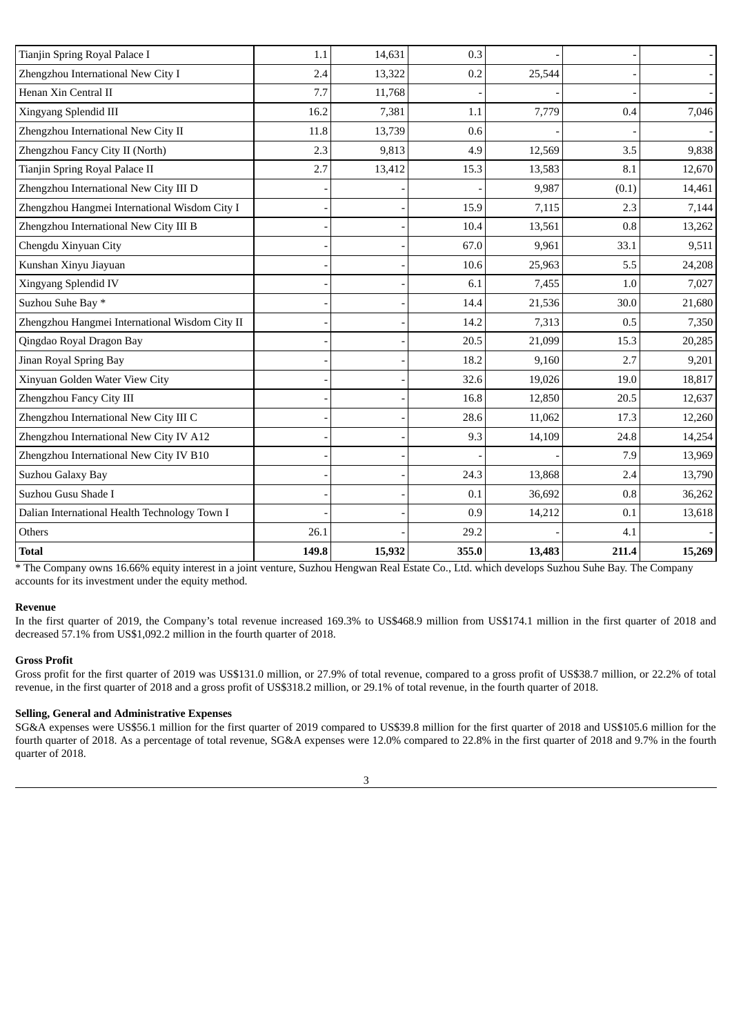| | | | | | | |
|---|---|---|---|---|---|---|
| Tianjin Spring Royal Palace I | 1.1 | 14,631 | 0.3 | - | - | - |
| Zhengzhou International New City I | 2.4 | 13,322 | 0.2 | 25,544 | - | - |
| Henan Xin Central II | 7.7 | 11,768 | - | - | - | - |
| Xingyang Splendid III | 16.2 | 7,381 | 1.1 | 7,779 | 0.4 | 7,046 |
| Zhengzhou International New City II | 11.8 | 13,739 | 0.6 | - | - | - |
| Zhengzhou Fancy City II (North) | 2.3 | 9,813 | 4.9 | 12,569 | 3.5 | 9,838 |
| Tianjin Spring Royal Palace II | 2.7 | 13,412 | 15.3 | 13,583 | 8.1 | 12,670 |
| Zhengzhou International New City III D | - | - | - | 9,987 | (0.1) | 14,461 |
| Zhengzhou Hangmei International Wisdom City I | - | - | 15.9 | 7,115 | 2.3 | 7,144 |
| Zhengzhou International New City III B | - | - | 10.4 | 13,561 | 0.8 | 13,262 |
| Chengdu Xinyuan City | - | - | 67.0 | 9,961 | 33.1 | 9,511 |
| Kunshan Xinyu Jiayuan | - | - | 10.6 | 25,963 | 5.5 | 24,208 |
| Xingyang Splendid IV | - | - | 6.1 | 7,455 | 1.0 | 7,027 |
| Suzhou Suhe Bay * | - | - | 14.4 | 21,536 | 30.0 | 21,680 |
| Zhengzhou Hangmei International Wisdom City II | - | - | 14.2 | 7,313 | 0.5 | 7,350 |
| Qingdao Royal Dragon Bay | - | - | 20.5 | 21,099 | 15.3 | 20,285 |
| Jinan Royal Spring Bay | - | - | 18.2 | 9,160 | 2.7 | 9,201 |
| Xinyuan Golden Water View City | - | - | 32.6 | 19,026 | 19.0 | 18,817 |
| Zhengzhou Fancy City III | - | - | 16.8 | 12,850 | 20.5 | 12,637 |
| Zhengzhou International New City III C | - | - | 28.6 | 11,062 | 17.3 | 12,260 |
| Zhengzhou International New City IV A12 | - | - | 9.3 | 14,109 | 24.8 | 14,254 |
| Zhengzhou International New City IV B10 | - | - | - | - | 7.9 | 13,969 |
| Suzhou Galaxy Bay | - | - | 24.3 | 13,868 | 2.4 | 13,790 |
| Suzhou Gusu Shade I | - | - | 0.1 | 36,692 | 0.8 | 36,262 |
| Dalian International Health Technology Town I | - | - | 0.9 | 14,212 | 0.1 | 13,618 |
| Others | 26.1 | - | 29.2 | - | 4.1 | - |
| **Total** | **149.8** | **15,932** | **355.0** | **13,483** | **211.4** | **15,269** |

* The Company owns 16.66% equity interest in a joint venture, Suzhou Hengwan Real Estate Co., Ltd. which develops Suzhou Suhe Bay. The Company accounts for its investment under the equity method.

**Revenue**

In the first quarter of 2019, the Company's total revenue increased 169.3% to US$468.9 million from US$174.1 million in the first quarter of 2018 and decreased 57.1% from US$1,092.2 million in the fourth quarter of 2018.

**Gross Profit**

Gross profit for the first quarter of 2019 was US$131.0 million, or 27.9% of total revenue, compared to a gross profit of US$38.7 million, or 22.2% of total revenue, in the first quarter of 2018 and a gross profit of US$318.2 million, or 29.1% of total revenue, in the fourth quarter of 2018.

**Selling, General and Administrative Expenses**

SG&A expenses were US$56.1 million for the first quarter of 2019 compared to US$39.8 million for the first quarter of 2018 and US$105.6 million for the fourth quarter of 2018. As a percentage of total revenue, SG&A expenses were 12.0% compared to 22.8% in the first quarter of 2018 and 9.7% in the fourth quarter of 2018.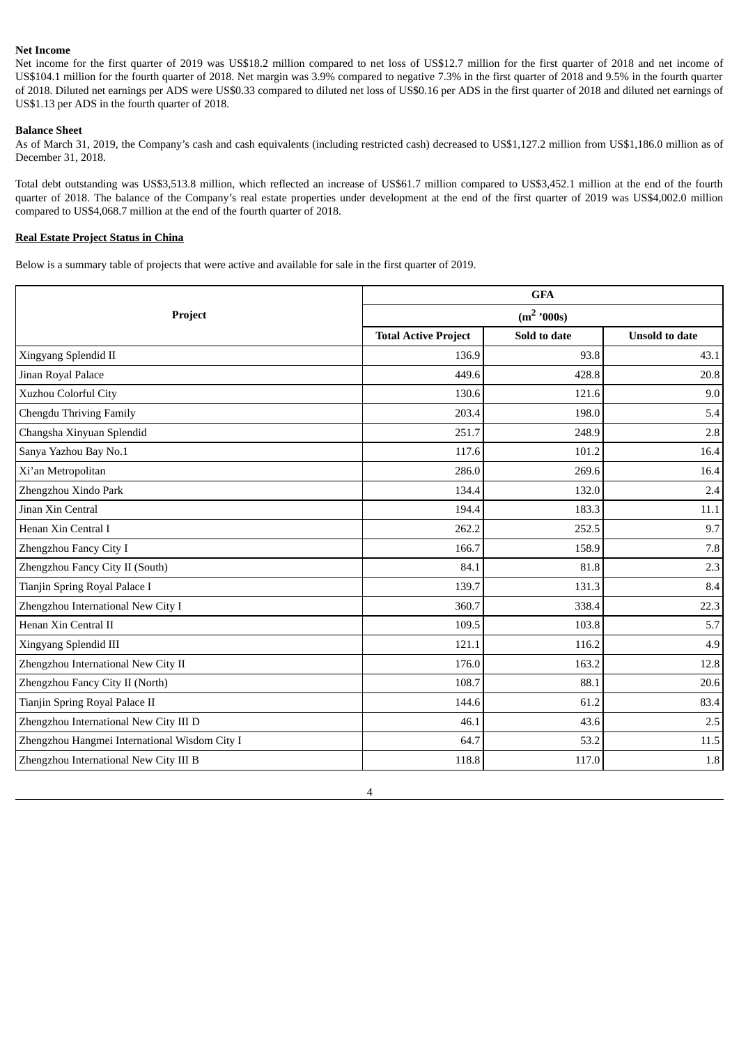**Net Income**

Net income for the first quarter of 2019 was US$18.2 million compared to net loss of US$12.7 million for the first quarter of 2018 and net income of US$104.1 million for the fourth quarter of 2018. Net margin was 3.9% compared to negative 7.3% in the first quarter of 2018 and 9.5% in the fourth quarter of 2018. Diluted net earnings per ADS were US$0.33 compared to diluted net loss of US$0.16 per ADS in the first quarter of 2018 and diluted net earnings of US$1.13 per ADS in the fourth quarter of 2018.

**Balance Sheet**

As of March 31, 2019, the Company's cash and cash equivalents (including restricted cash) decreased to US$1,127.2 million from US$1,186.0 million as of December 31, 2018.

Total debt outstanding was US$3,513.8 million, which reflected an increase of US$61.7 million compared to US$3,452.1 million at the end of the fourth quarter of 2018. The balance of the Company's real estate properties under development at the end of the first quarter of 2019 was US$4,002.0 million compared to US$4,068.7 million at the end of the fourth quarter of 2018.

**Real Estate Project Status in China**

Below is a summary table of projects that were active and available for sale in the first quarter of 2019.

| Project | GFA ($m^2$ '000s) | | |
|---|---|---|---|
| | **Total Active Project** | **Sold to date** | **Unsold to date** |
| Xingyang Splendid II | 136.9 | 93.8 | 43.1 |
| Jinan Royal Palace | 449.6 | 428.8 | 20.8 |
| Xuzhou Colorful City | 130.6 | 121.6 | 9.0 |
| Chengdu Thriving Family | 203.4 | 198.0 | 5.4 |
| Changsha Xinyuan Splendid | 251.7 | 248.9 | 2.8 |
| Sanya Yazhou Bay No.1 | 117.6 | 101.2 | 16.4 |
| Xi'an Metropolitan | 286.0 | 269.6 | 16.4 |
| Zhengzhou Xindo Park | 134.4 | 132.0 | 2.4 |
| Jinan Xin Central | 194.4 | 183.3 | 11.1 |
| Henan Xin Central I | 262.2 | 252.5 | 9.7 |
| Zhengzhou Fancy City I | 166.7 | 158.9 | 7.8 |
| Zhengzhou Fancy City II (South) | 84.1 | 81.8 | 2.3 |
| Tianjin Spring Royal Palace I | 139.7 | 131.3 | 8.4 |
| Zhengzhou International New City I | 360.7 | 338.4 | 22.3 |
| Henan Xin Central II | 109.5 | 103.8 | 5.7 |
| Xingyang Splendid III | 121.1 | 116.2 | 4.9 |
| Zhengzhou International New City II | 176.0 | 163.2 | 12.8 |
| Zhengzhou Fancy City II (North) | 108.7 | 88.1 | 20.6 |
| Tianjin Spring Royal Palace II | 144.6 | 61.2 | 83.4 |
| Zhengzhou International New City III D | 46.1 | 43.6 | 2.5 |
| Zhengzhou Hangmei International Wisdom City I | 64.7 | 53.2 | 11.5 |
| Zhengzhou International New City III B | 118.8 | 117.0 | 1.8 |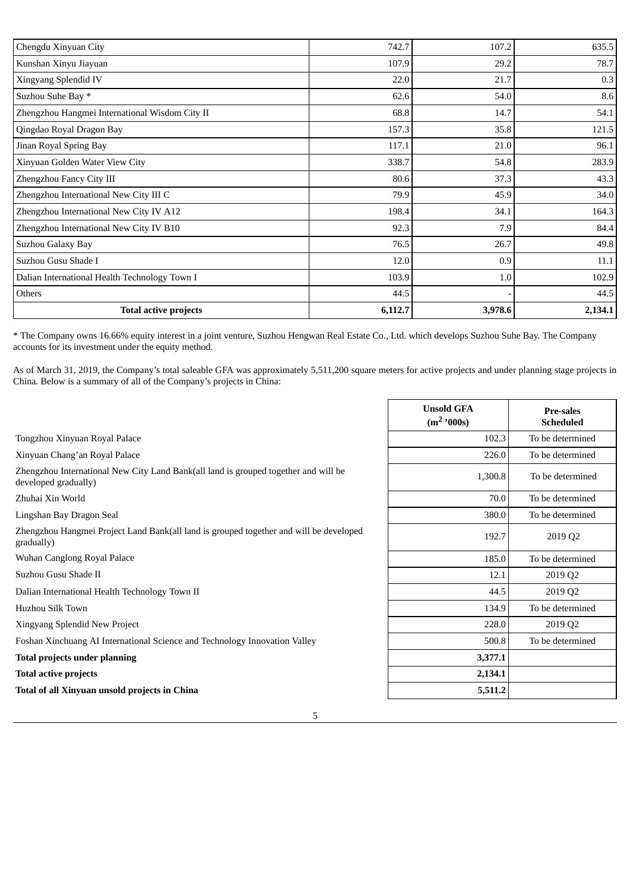| | | | |
|---|---|---|---|
| Chengdu Xinyuan City | 742.7 | 107.2 | 635.5 |
| Kunshan Xinyu Jiayuan | 107.9 | 29.2 | 78.7 |
| Xingyang Splendid IV | 22.0 | 21.7 | 0.3 |
| Suzhou Suhe Bay * | 62.6 | 54.0 | 8.6 |
| Zhengzhou Hangmei International Wisdom City II | 68.8 | 14.7 | 54.1 |
| Qingdao Royal Dragon Bay | 157.3 | 35.8 | 121.5 |
| Jinan Royal Spring Bay | 117.1 | 21.0 | 96.1 |
| Xinyuan Golden Water View City | 338.7 | 54.8 | 283.9 |
| Zhengzhou Fancy City III | 80.6 | 37.3 | 43.3 |
| Zhengzhou International New City III C | 79.9 | 45.9 | 34.0 |
| Zhengzhou International New City IV A12 | 198.4 | 34.1 | 164.3 |
| Zhengzhou International New City IV B10 | 92.3 | 7.9 | 84.4 |
| Suzhou Galaxy Bay | 76.5 | 26.7 | 49.8 |
| Suzhou Gusu Shade I | 12.0 | 0.9 | 11.1 |
| Dalian International Health Technology Town I | 103.9 | 1.0 | 102.9 |
| Others | 44.5 | - | 44.5 |
| **Total active projects** | **6,112.7** | **3,978.6** | **2,134.1** |

\* The Company owns 16.66% equity interest in a joint venture, Suzhou Hengwan Real Estate Co., Ltd. which develops Suzhou Suhe Bay. The Company accounts for its investment under the equity method.

As of March 31, 2019, the Company's total saleable GFA was approximately 5,511,200 square meters for active projects and under planning stage projects in China. Below is a summary of all of the Company's projects in China:

| | Unsold GFA ($m^2$ '000s) | Pre-sales Scheduled |
|---|---|---|
| Tongzhou Xinyuan Royal Palace | 102.3 | To be determined |
| Xinyuan Chang'an Royal Palace | 226.0 | To be determined |
| Zhengzhou International New City Land Bank(all land is grouped together and will be developed gradually) | 1,300.8 | To be determined |
| Zhuhai Xin World | 70.0 | To be determined |
| Lingshan Bay Dragon Seal | 380.0 | To be determined |
| Zhengzhou Hangmei Project Land Bank(all land is grouped together and will be developed gradually) | 192.7 | 2019 Q2 |
| Wuhan Canglong Royal Palace | 185.0 | To be determined |
| Suzhou Gusu Shade II | 12.1 | 2019 Q2 |
| Dalian International Health Technology Town II | 44.5 | 2019 Q2 |
| Huzhou Silk Town | 134.9 | To be determined |
| Xingyang Splendid New Project | 228.0 | 2019 Q2 |
| Foshan Xinchuang AI International Science and Technology Innovation Valley | 500.8 | To be determined |
| **Total projects under planning** | **3,377.1** | |
| **Total active projects** | **2,134.1** | |
| **Total of all Xinyuan unsold projects in China** | **5,511.2** | |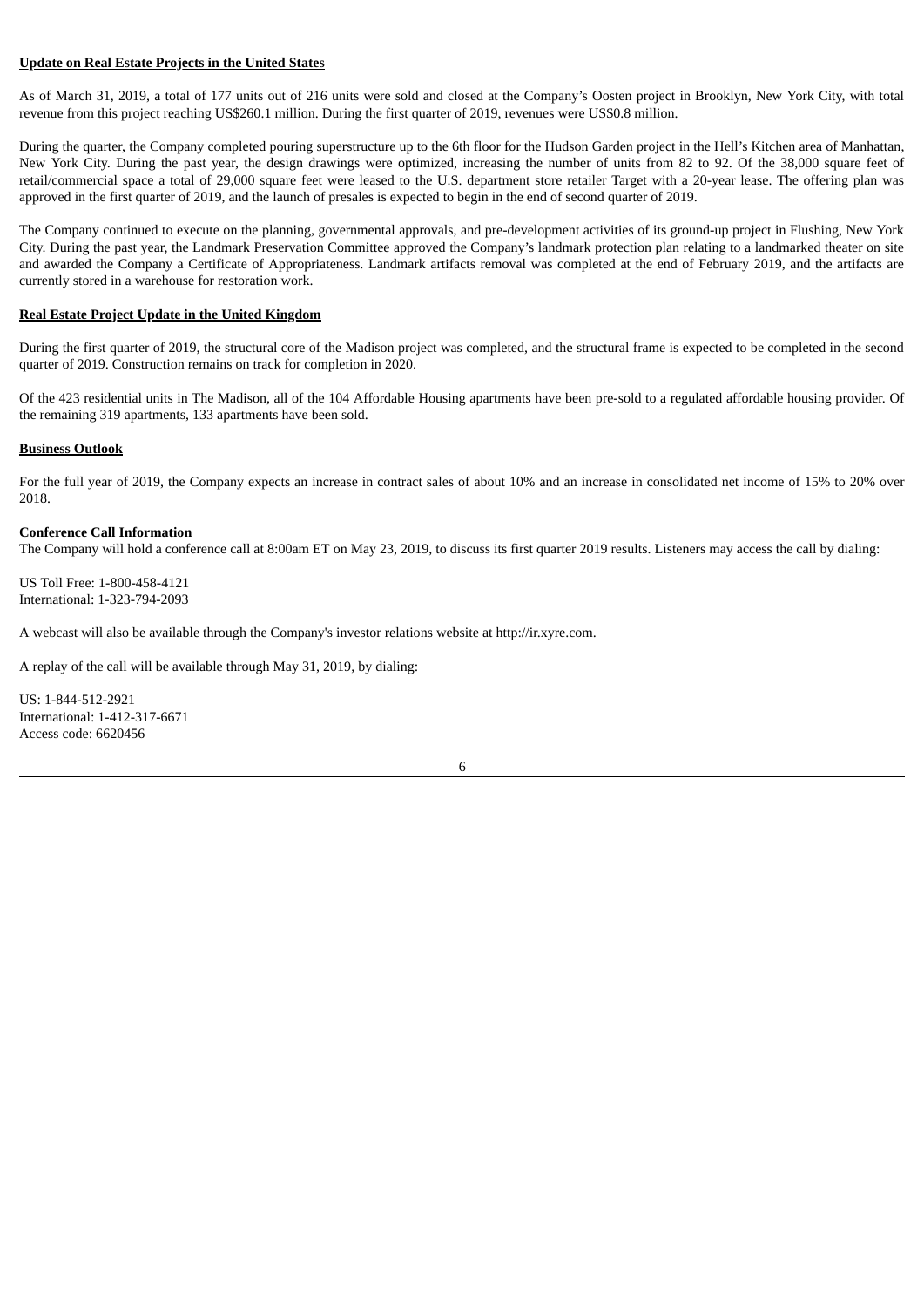## Update on Real Estate Projects in the United States

As of March 31, 2019, a total of 177 units out of 216 units were sold and closed at the Company's Oosten project in Brooklyn, New York City, with total revenue from this project reaching US$260.1 million. During the first quarter of 2019, revenues were US$0.8 million.

During the quarter, the Company completed pouring superstructure up to the 6th floor for the Hudson Garden project in the Hell's Kitchen area of Manhattan, New York City. During the past year, the design drawings were optimized, increasing the number of units from 82 to 92. Of the 38,000 square feet of retail/commercial space a total of 29,000 square feet were leased to the U.S. department store retailer Target with a 20-year lease. The offering plan was approved in the first quarter of 2019, and the launch of presales is expected to begin in the end of second quarter of 2019.

The Company continued to execute on the planning, governmental approvals, and pre-development activities of its ground-up project in Flushing, New York City. During the past year, the Landmark Preservation Committee approved the Company's landmark protection plan relating to a landmarked theater on site and awarded the Company a Certificate of Appropriateness. Landmark artifacts removal was completed at the end of February 2019, and the artifacts are currently stored in a warehouse for restoration work.

## Real Estate Project Update in the United Kingdom

During the first quarter of 2019, the structural core of the Madison project was completed, and the structural frame is expected to be completed in the second quarter of 2019. Construction remains on track for completion in 2020.

Of the 423 residential units in The Madison, all of the 104 Affordable Housing apartments have been pre-sold to a regulated affordable housing provider. Of the remaining 319 apartments, 133 apartments have been sold.

## Business Outlook

For the full year of 2019, the Company expects an increase in contract sales of about 10% and an increase in consolidated net income of 15% to 20% over 2018.

**Conference Call Information**

The Company will hold a conference call at 8:00am ET on May 23, 2019, to discuss its first quarter 2019 results. Listeners may access the call by dialing:

US Toll Free: 1-800-458-4121
International: 1-323-794-2093

A webcast will also be available through the Company's investor relations website at http://ir.xyre.com.

A replay of the call will be available through May 31, 2019, by dialing:

US: 1-844-512-2921
International: 1-412-317-6671
Access code: 6620456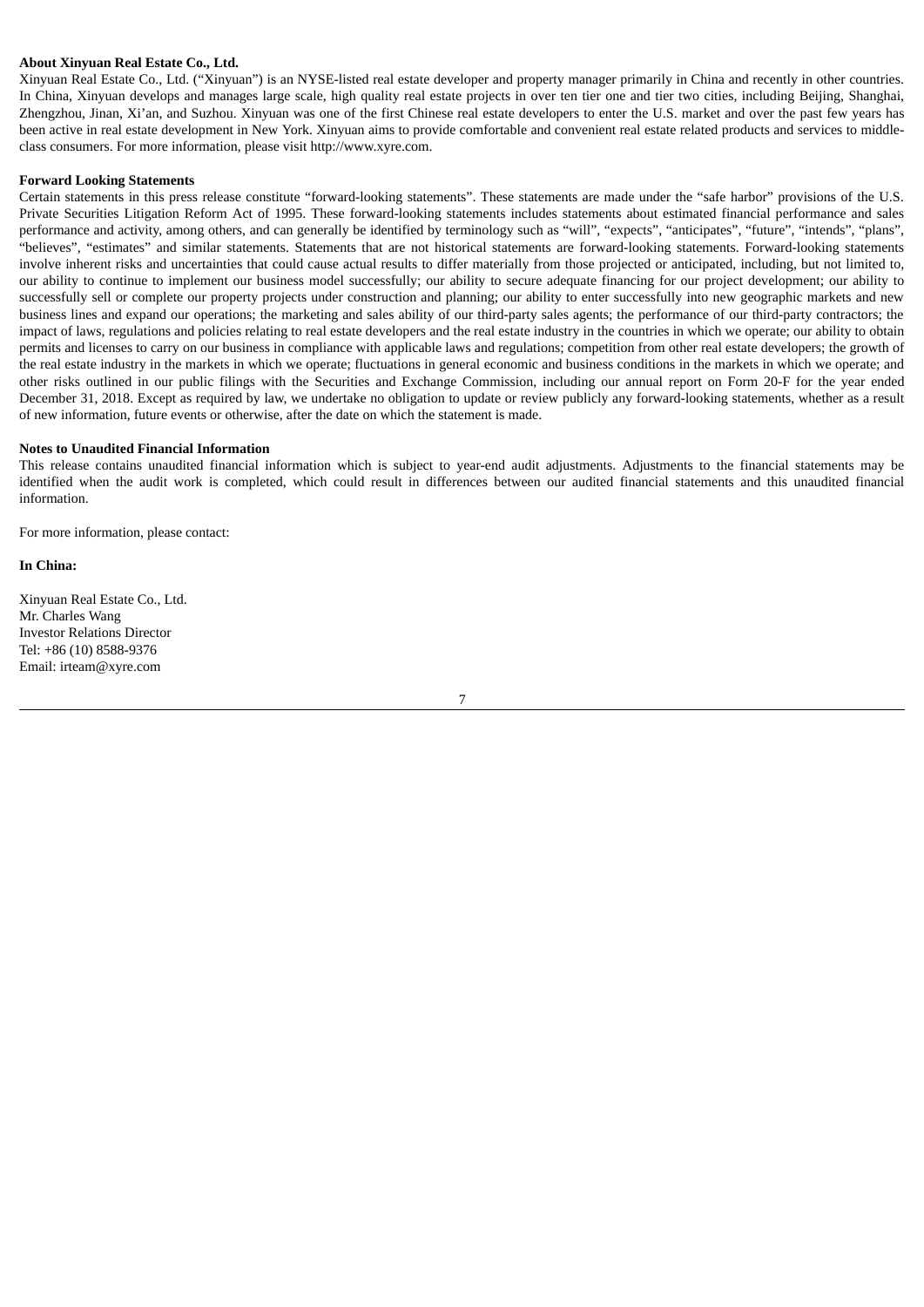**About Xinyuan Real Estate Co., Ltd.**

Xinyuan Real Estate Co., Ltd. ("Xinyuan") is an NYSE-listed real estate developer and property manager primarily in China and recently in other countries. In China, Xinyuan develops and manages large scale, high quality real estate projects in over ten tier one and tier two cities, including Beijing, Shanghai, Zhengzhou, Jinan, Xi'an, and Suzhou. Xinyuan was one of the first Chinese real estate developers to enter the U.S. market and over the past few years has been active in real estate development in New York. Xinyuan aims to provide comfortable and convenient real estate related products and services to middle-class consumers. For more information, please visit http://www.xyre.com.

**Forward Looking Statements**

Certain statements in this press release constitute "forward-looking statements". These statements are made under the "safe harbor" provisions of the U.S. Private Securities Litigation Reform Act of 1995. These forward-looking statements includes statements about estimated financial performance and sales performance and activity, among others, and can generally be identified by terminology such as "will", "expects", "anticipates", "future", "intends", "plans", "believes", "estimates" and similar statements. Statements that are not historical statements are forward-looking statements. Forward-looking statements involve inherent risks and uncertainties that could cause actual results to differ materially from those projected or anticipated, including, but not limited to, our ability to continue to implement our business model successfully; our ability to secure adequate financing for our project development; our ability to successfully sell or complete our property projects under construction and planning; our ability to enter successfully into new geographic markets and new business lines and expand our operations; the marketing and sales ability of our third-party sales agents; the performance of our third-party contractors; the impact of laws, regulations and policies relating to real estate developers and the real estate industry in the countries in which we operate; our ability to obtain permits and licenses to carry on our business in compliance with applicable laws and regulations; competition from other real estate developers; the growth of the real estate industry in the markets in which we operate; fluctuations in general economic and business conditions in the markets in which we operate; and other risks outlined in our public filings with the Securities and Exchange Commission, including our annual report on Form 20-F for the year ended December 31, 2018. Except as required by law, we undertake no obligation to update or review publicly any forward-looking statements, whether as a result of new information, future events or otherwise, after the date on which the statement is made.

**Notes to Unaudited Financial Information**

This release contains unaudited financial information which is subject to year-end audit adjustments. Adjustments to the financial statements may be identified when the audit work is completed, which could result in differences between our audited financial statements and this unaudited financial information.

For more information, please contact:

**In China:**

Xinyuan Real Estate Co., Ltd.
Mr. Charles Wang
Investor Relations Director
Tel: +86 (10) 8588-9376
Email: irteam@xyre.com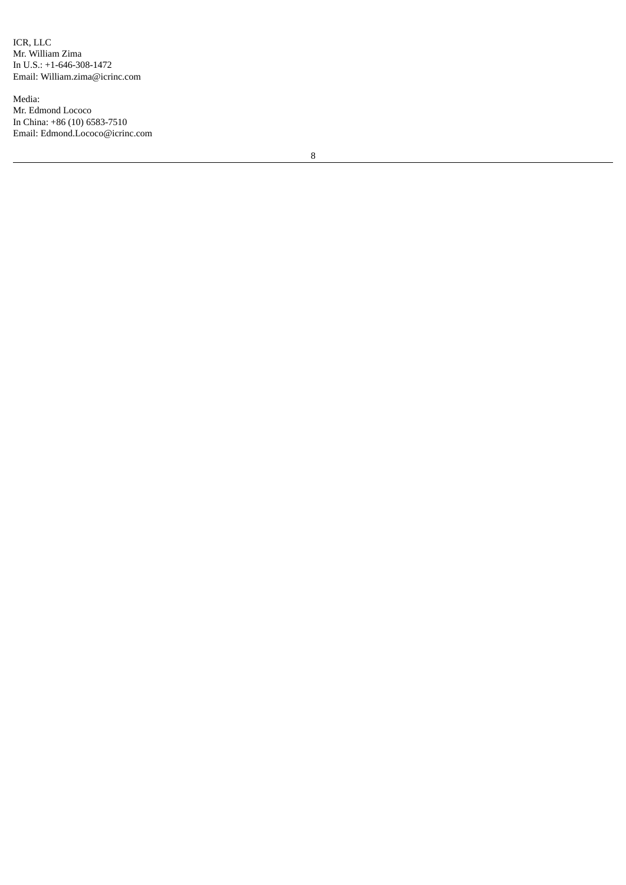ICR, LLC
Mr. William Zima
In U.S.: +1-646-308-1472
Email: William.zima@icrinc.com

Media:
Mr. Edmond Lococo
In China: +86 (10) 6583-7510
Email: Edmond.Lococo@icrinc.com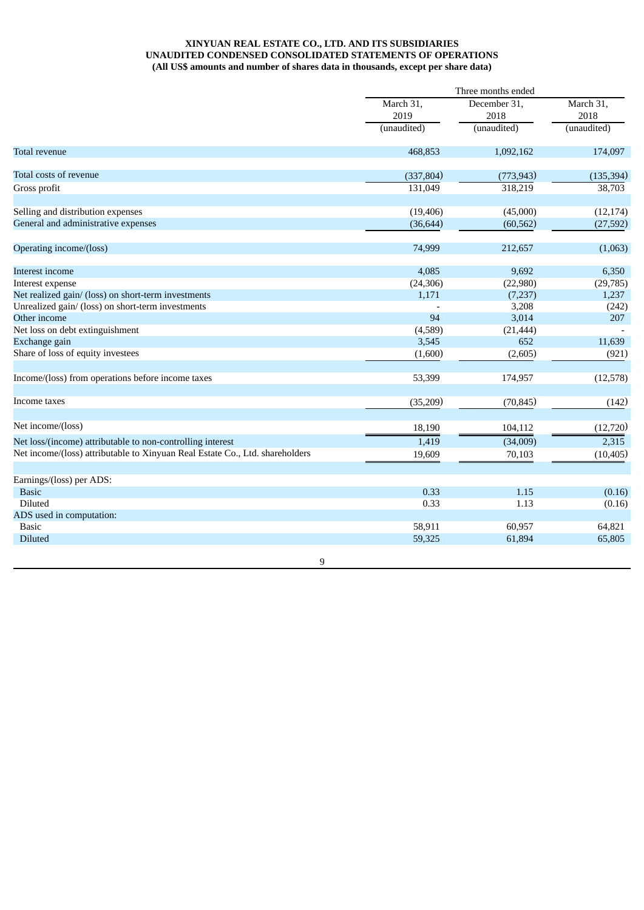**XINYUAN REAL ESTATE CO., LTD. AND ITS SUBSIDIARIES**
**UNAUDITED CONDENSED CONSOLIDATED STATEMENTS OF OPERATIONS**
**(All US$ amounts and number of shares data in thousands, except per share data)**

| | Three months ended | | |
|---|---|---|---|
| | March 31, 2019 (unaudited) | December 31, 2018 (unaudited) | March 31, 2018 (unaudited) |
| Total revenue | 468,853 | 1,092,162 | 174,097 |
| | | | |
| Total costs of revenue | (337,804) | (773,943) | (135,394) |
| Gross profit | 131,049 | 318,219 | 38,703 |
| | | | |
| Selling and distribution expenses | (19,406) | (45,000) | (12,174) |
| General and administrative expenses | (36,644) | (60,562) | (27,592) |
| | | | |
| Operating income/(loss) | 74,999 | 212,657 | (1,063) |
| | | | |
| Interest income | 4,085 | 9,692 | 6,350 |
| Interest expense | (24,306) | (22,980) | (29,785) |
| Net realized gain/ (loss) on short-term investments | 1,171 | (7,237) | 1,237 |
| Unrealized gain/ (loss) on short-term investments | - | 3,208 | (242) |
| Other income | 94 | 3,014 | 207 |
| Net loss on debt extinguishment | (4,589) | (21,444) | - |
| Exchange gain | 3,545 | 652 | 11,639 |
| Share of loss of equity investees | (1,600) | (2,605) | (921) |
| | | | |
| Income/(loss) from operations before income taxes | 53,399 | 174,957 | (12,578) |
| | | | |
| Income taxes | (35,209) | (70,845) | (142) |
| | | | |
| Net income/(loss) | 18,190 | 104,112 | (12,720) |
| Net loss/(income) attributable to non-controlling interest | 1,419 | (34,009) | 2,315 |
| Net income/(loss) attributable to Xinyuan Real Estate Co., Ltd. shareholders | 19,609 | 70,103 | (10,405) |
| | | | |
| Earnings/(loss) per ADS: | | | |
| Basic | 0.33 | 1.15 | (0.16) |
| Diluted | 0.33 | 1.13 | (0.16) |
| ADS used in computation: | | | |
| Basic | 58,911 | 60,957 | 64,821 |
| Diluted | 59,325 | 61,894 | 65,805 |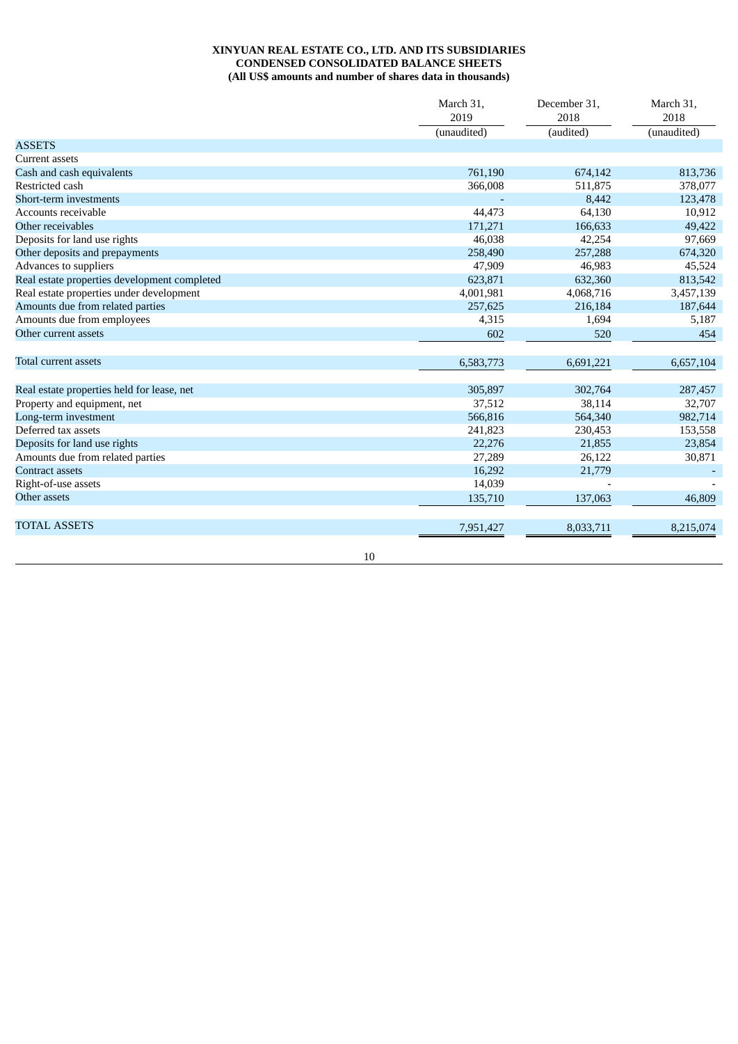**XINYUAN REAL ESTATE CO., LTD. AND ITS SUBSIDIARIES**
**CONDENSED CONSOLIDATED BALANCE SHEETS**
**(All US$ amounts and number of shares data in thousands)**

| | March 31, 2019 | December 31, 2018 | March 31, 2018 |
|---|---|---|---|
| | (unaudited) | (audited) | (unaudited) |
| ASSETS | | | |
| Current assets | | | |
| Cash and cash equivalents | 761,190 | 674,142 | 813,736 |
| Restricted cash | 366,008 | 511,875 | 378,077 |
| Short-term investments | - | 8,442 | 123,478 |
| Accounts receivable | 44,473 | 64,130 | 10,912 |
| Other receivables | 171,271 | 166,633 | 49,422 |
| Deposits for land use rights | 46,038 | 42,254 | 97,669 |
| Other deposits and prepayments | 258,490 | 257,288 | 674,320 |
| Advances to suppliers | 47,909 | 46,983 | 45,524 |
| Real estate properties development completed | 623,871 | 632,360 | 813,542 |
| Real estate properties under development | 4,001,981 | 4,068,716 | 3,457,139 |
| Amounts due from related parties | 257,625 | 216,184 | 187,644 |
| Amounts due from employees | 4,315 | 1,694 | 5,187 |
| Other current assets | 602 | 520 | 454 |
| Total current assets | 6,583,773 | 6,691,221 | 6,657,104 |
| Real estate properties held for lease, net | 305,897 | 302,764 | 287,457 |
| Property and equipment, net | 37,512 | 38,114 | 32,707 |
| Long-term investment | 566,816 | 564,340 | 982,714 |
| Deferred tax assets | 241,823 | 230,453 | 153,558 |
| Deposits for land use rights | 22,276 | 21,855 | 23,854 |
| Amounts due from related parties | 27,289 | 26,122 | 30,871 |
| Contract assets | 16,292 | 21,779 | - |
| Right-of-use assets | 14,039 | - | - |
| Other assets | 135,710 | 137,063 | 46,809 |
| TOTAL ASSETS | 7,951,427 | 8,033,711 | 8,215,074 |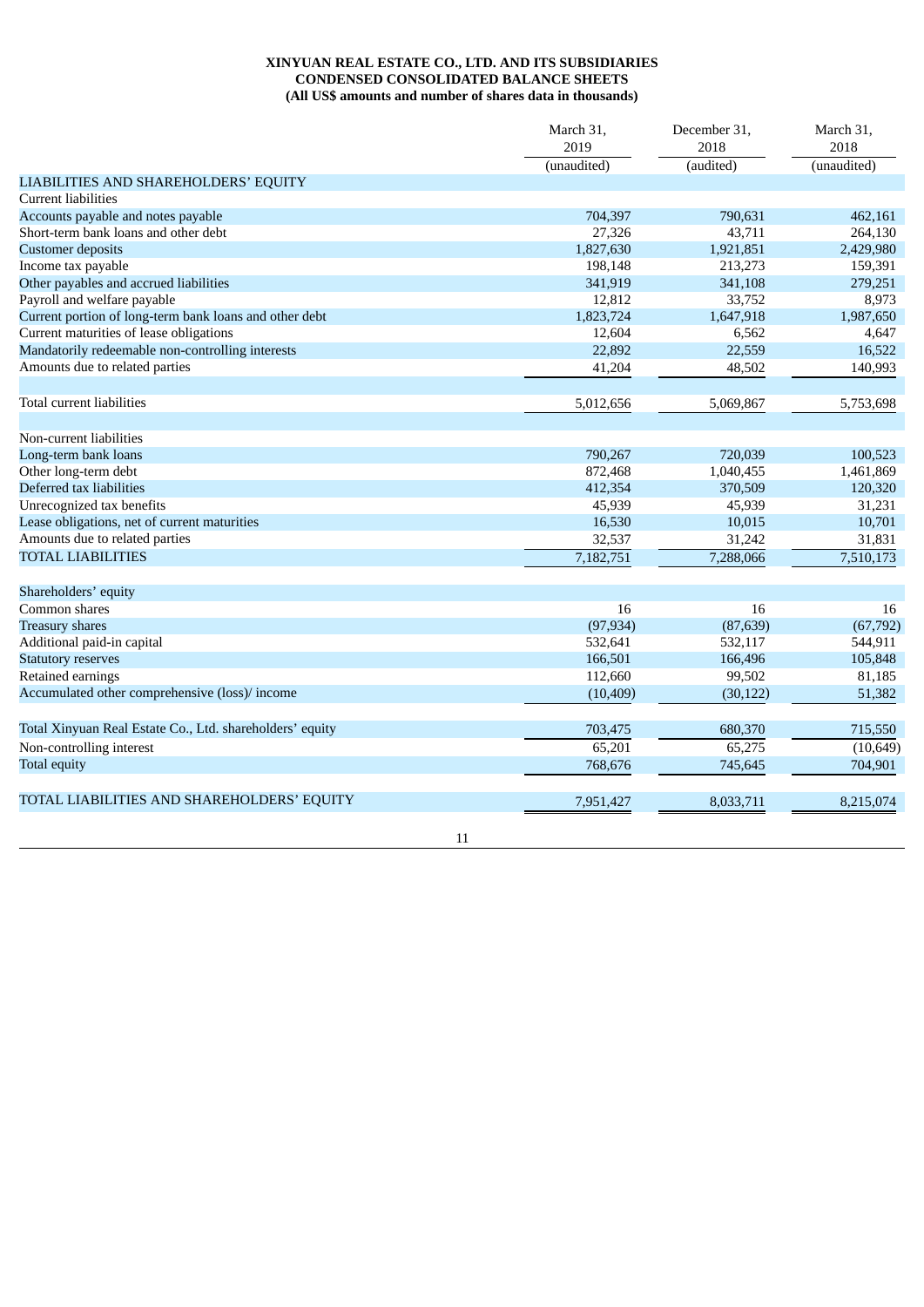**XINYUAN REAL ESTATE CO., LTD. AND ITS SUBSIDIARIES**
**CONDENSED CONSOLIDATED BALANCE SHEETS**
**(All US$ amounts and number of shares data in thousands)**

| | March 31, 2019 | December 31, 2018 | March 31, 2018 |
|---|---|---|---|
| | (unaudited) | (audited) | (unaudited) |
| LIABILITIES AND SHAREHOLDERS' EQUITY | | | |
| Current liabilities | | | |
| Accounts payable and notes payable | 704,397 | 790,631 | 462,161 |
| Short-term bank loans and other debt | 27,326 | 43,711 | 264,130 |
| Customer deposits | 1,827,630 | 1,921,851 | 2,429,980 |
| Income tax payable | 198,148 | 213,273 | 159,391 |
| Other payables and accrued liabilities | 341,919 | 341,108 | 279,251 |
| Payroll and welfare payable | 12,812 | 33,752 | 8,973 |
| Current portion of long-term bank loans and other debt | 1,823,724 | 1,647,918 | 1,987,650 |
| Current maturities of lease obligations | 12,604 | 6,562 | 4,647 |
| Mandatorily redeemable non-controlling interests | 22,892 | 22,559 | 16,522 |
| Amounts due to related parties | 41,204 | 48,502 | 140,993 |
| Total current liabilities | 5,012,656 | 5,069,867 | 5,753,698 |
| Non-current liabilities | | | |
| Long-term bank loans | 790,267 | 720,039 | 100,523 |
| Other long-term debt | 872,468 | 1,040,455 | 1,461,869 |
| Deferred tax liabilities | 412,354 | 370,509 | 120,320 |
| Unrecognized tax benefits | 45,939 | 45,939 | 31,231 |
| Lease obligations, net of current maturities | 16,530 | 10,015 | 10,701 |
| Amounts due to related parties | 32,537 | 31,242 | 31,831 |
| TOTAL LIABILITIES | 7,182,751 | 7,288,066 | 7,510,173 |
| Shareholders' equity | | | |
| Common shares | 16 | 16 | 16 |
| Treasury shares | (97,934) | (87,639) | (67,792) |
| Additional paid-in capital | 532,641 | 532,117 | 544,911 |
| Statutory reserves | 166,501 | 166,496 | 105,848 |
| Retained earnings | 112,660 | 99,502 | 81,185 |
| Accumulated other comprehensive (loss)/ income | (10,409) | (30,122) | 51,382 |
| Total Xinyuan Real Estate Co., Ltd. shareholders' equity | 703,475 | 680,370 | 715,550 |
| Non-controlling interest | 65,201 | 65,275 | (10,649) |
| Total equity | 768,676 | 745,645 | 704,901 |
| TOTAL LIABILITIES AND SHAREHOLDERS' EQUITY | 7,951,427 | 8,033,711 | 8,215,074 |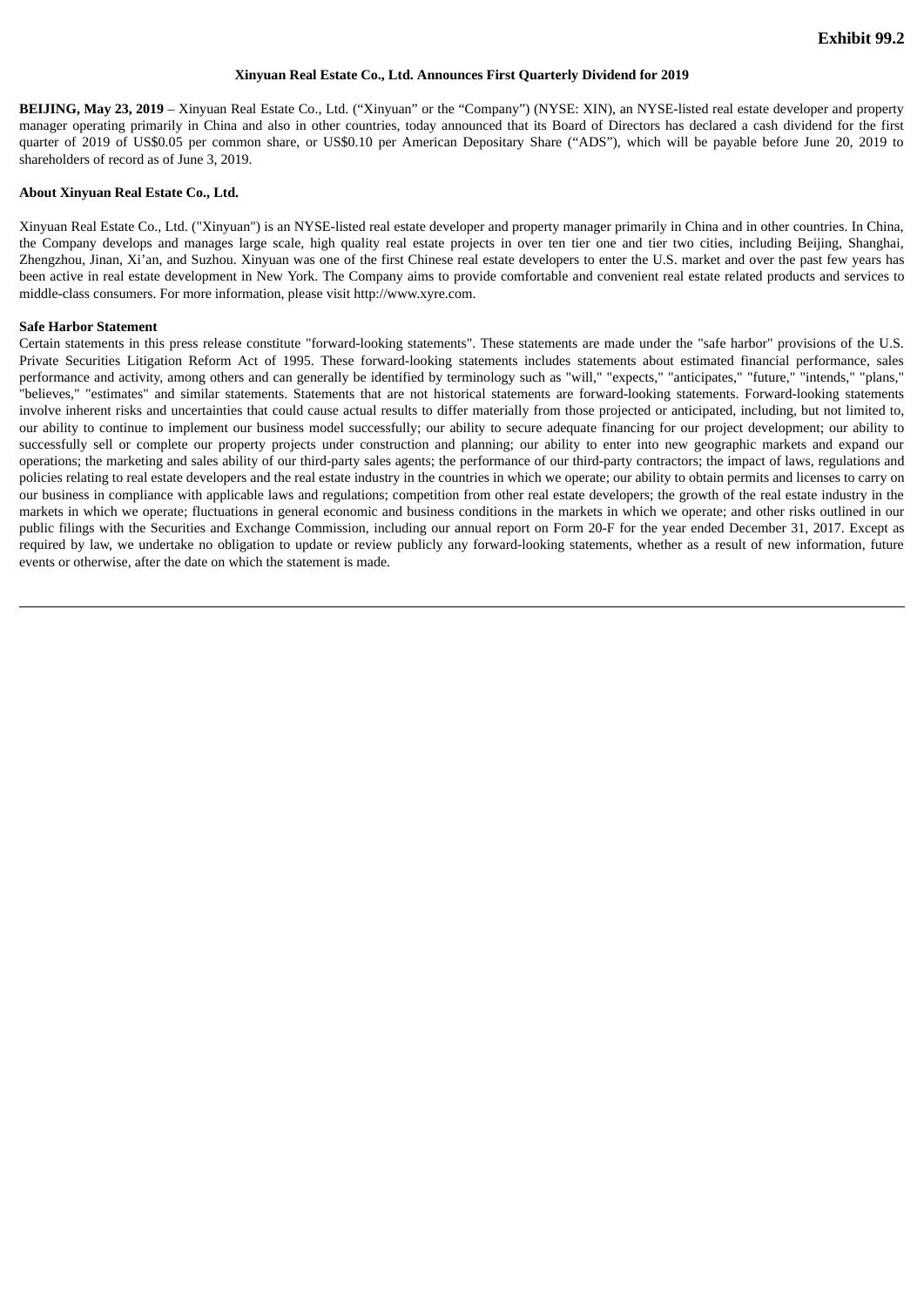**Exhibit 99.2**

# Xinyuan Real Estate Co., Ltd. Announces First Quarterly Dividend for 2019

**BEIJING, May 23, 2019** – Xinyuan Real Estate Co., Ltd. ("Xinyuan" or the "Company") (NYSE: XIN), an NYSE-listed real estate developer and property manager operating primarily in China and also in other countries, today announced that its Board of Directors has declared a cash dividend for the first quarter of 2019 of US$0.05 per common share, or US$0.10 per American Depositary Share ("ADS"), which will be payable before June 20, 2019 to shareholders of record as of June 3, 2019.

## About Xinyuan Real Estate Co., Ltd.

Xinyuan Real Estate Co., Ltd. ("Xinyuan") is an NYSE-listed real estate developer and property manager primarily in China and in other countries. In China, the Company develops and manages large scale, high quality real estate projects in over ten tier one and tier two cities, including Beijing, Shanghai, Zhengzhou, Jinan, Xi'an, and Suzhou. Xinyuan was one of the first Chinese real estate developers to enter the U.S. market and over the past few years has been active in real estate development in New York. The Company aims to provide comfortable and convenient real estate related products and services to middle-class consumers. For more information, please visit http://www.xyre.com.

## Safe Harbor Statement

Certain statements in this press release constitute "forward-looking statements". These statements are made under the "safe harbor" provisions of the U.S. Private Securities Litigation Reform Act of 1995. These forward-looking statements includes statements about estimated financial performance, sales performance and activity, among others and can generally be identified by terminology such as "will," "expects," "anticipates," "future," "intends," "plans," "believes," "estimates" and similar statements. Statements that are not historical statements are forward-looking statements. Forward-looking statements involve inherent risks and uncertainties that could cause actual results to differ materially from those projected or anticipated, including, but not limited to, our ability to continue to implement our business model successfully; our ability to secure adequate financing for our project development; our ability to successfully sell or complete our property projects under construction and planning; our ability to enter into new geographic markets and expand our operations; the marketing and sales ability of our third-party sales agents; the performance of our third-party contractors; the impact of laws, regulations and policies relating to real estate developers and the real estate industry in the countries in which we operate; our ability to obtain permits and licenses to carry on our business in compliance with applicable laws and regulations; competition from other real estate developers; the growth of the real estate industry in the markets in which we operate; fluctuations in general economic and business conditions in the markets in which we operate; and other risks outlined in our public filings with the Securities and Exchange Commission, including our annual report on Form 20-F for the year ended December 31, 2017. Except as required by law, we undertake no obligation to update or review publicly any forward-looking statements, whether as a result of new information, future events or otherwise, after the date on which the statement is made.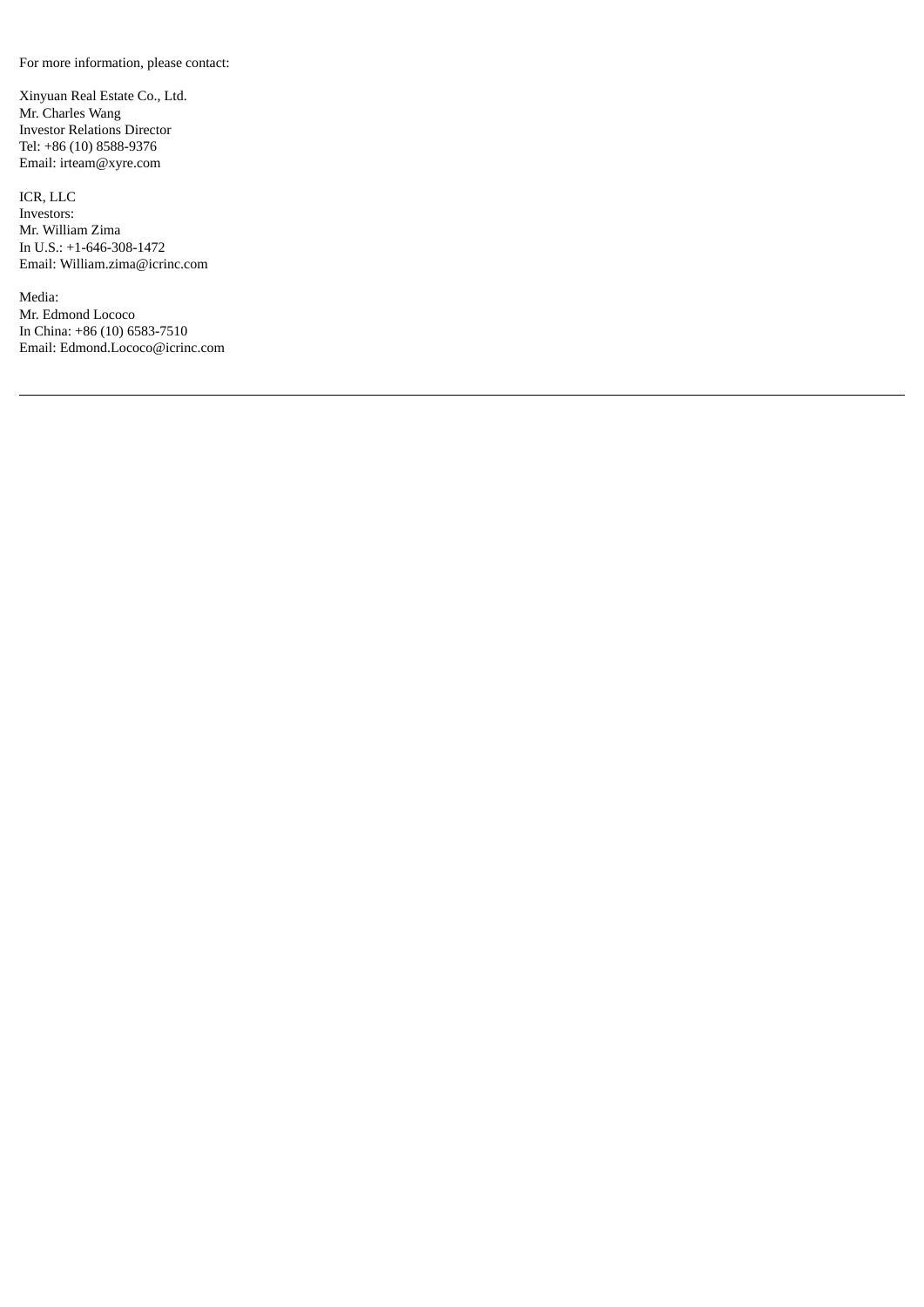For more information, please contact:

Xinyuan Real Estate Co., Ltd.
Mr. Charles Wang
Investor Relations Director
Tel: +86 (10) 8588-9376
Email: irteam@xyre.com

ICR, LLC
Investors:
Mr. William Zima
In U.S.: +1-646-308-1472
Email: William.zima@icrinc.com

Media:
Mr. Edmond Lococo
In China: +86 (10) 6583-7510
Email: Edmond.Lococo@icrinc.com